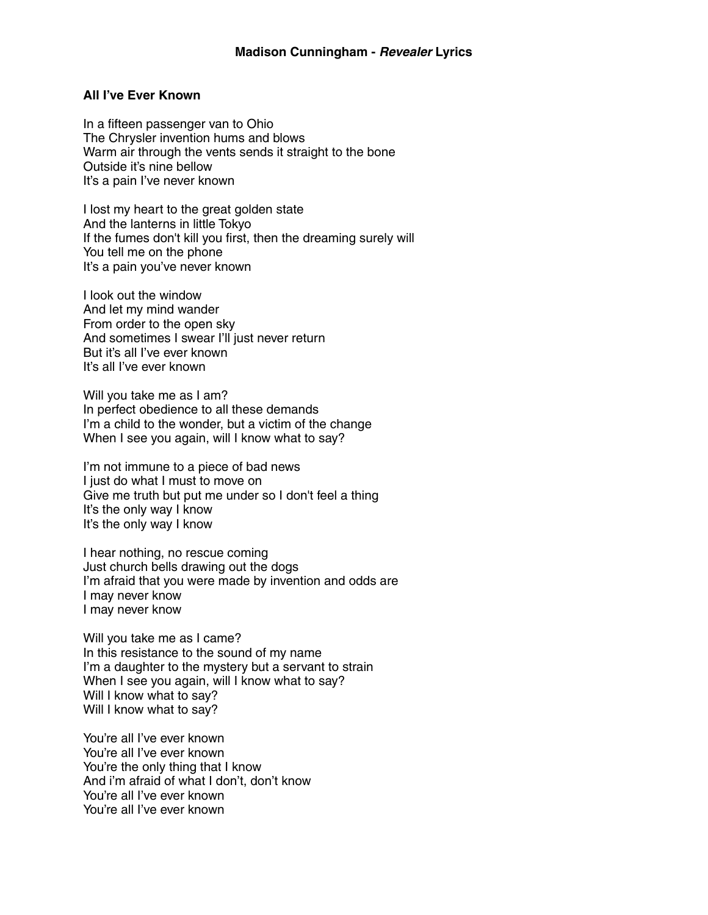# Madison Cunningham - *Revealer* Lyrics

## All I've Ever Known

In a fifteen passenger van to Ohio
The Chrysler invention hums and blows
Warm air through the vents sends it straight to the bone
Outside it's nine bellow
It's a pain I've never known

I lost my heart to the great golden state
And the lanterns in little Tokyo
If the fumes don't kill you first, then the dreaming surely will
You tell me on the phone
It's a pain you've never known

I look out the window
And let my mind wander
From order to the open sky
And sometimes I swear I'll just never return
But it's all I've ever known
It's all I've ever known

Will you take me as I am?
In perfect obedience to all these demands
I'm a child to the wonder, but a victim of the change
When I see you again, will I know what to say?

I'm not immune to a piece of bad news
I just do what I must to move on
Give me truth but put me under so I don't feel a thing
It's the only way I know
It's the only way I know

I hear nothing, no rescue coming
Just church bells drawing out the dogs
I'm afraid that you were made by invention and odds are
I may never know
I may never know

Will you take me as I came?
In this resistance to the sound of my name
I'm a daughter to the mystery but a servant to strain
When I see you again, will I know what to say?
Will I know what to say?
Will I know what to say?

You're all I've ever known
You're all I've ever known
You're the only thing that I know
And i'm afraid of what I don't, don't know
You're all I've ever known
You're all I've ever known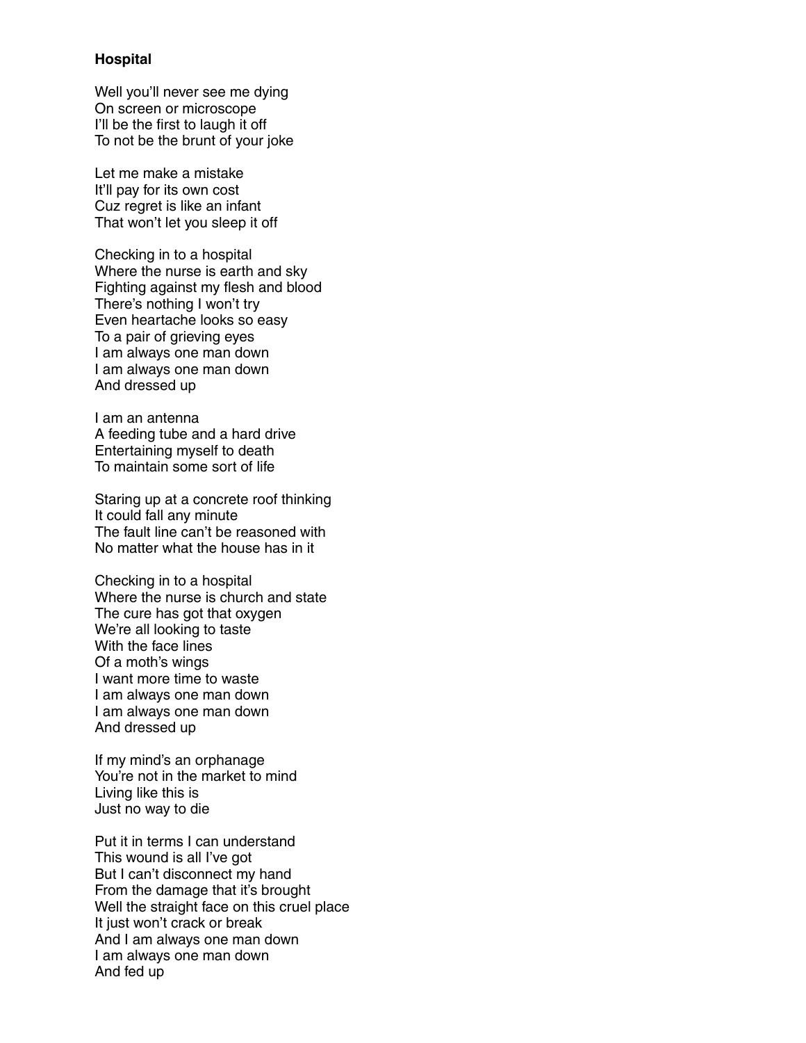**Hospital**

Well you'll never see me dying  
On screen or microscope  
I'll be the first to laugh it off  
To not be the brunt of your joke

Let me make a mistake  
It'll pay for its own cost  
Cuz regret is like an infant  
That won't let you sleep it off

Checking in to a hospital  
Where the nurse is earth and sky  
Fighting against my flesh and blood  
There's nothing I won't try  
Even heartache looks so easy  
To a pair of grieving eyes  
I am always one man down  
I am always one man down  
And dressed up

I am an antenna  
A feeding tube and a hard drive  
Entertaining myself to death  
To maintain some sort of life

Staring up at a concrete roof thinking  
It could fall any minute  
The fault line can't be reasoned with  
No matter what the house has in it

Checking in to a hospital  
Where the nurse is church and state  
The cure has got that oxygen  
We're all looking to taste  
With the face lines  
Of a moth's wings  
I want more time to waste  
I am always one man down  
I am always one man down  
And dressed up

If my mind's an orphanage  
You're not in the market to mind  
Living like this is  
Just no way to die

Put it in terms I can understand  
This wound is all I've got  
But I can't disconnect my hand  
From the damage that it's brought  
Well the straight face on this cruel place  
It just won't crack or break  
And I am always one man down  
I am always one man down  
And fed up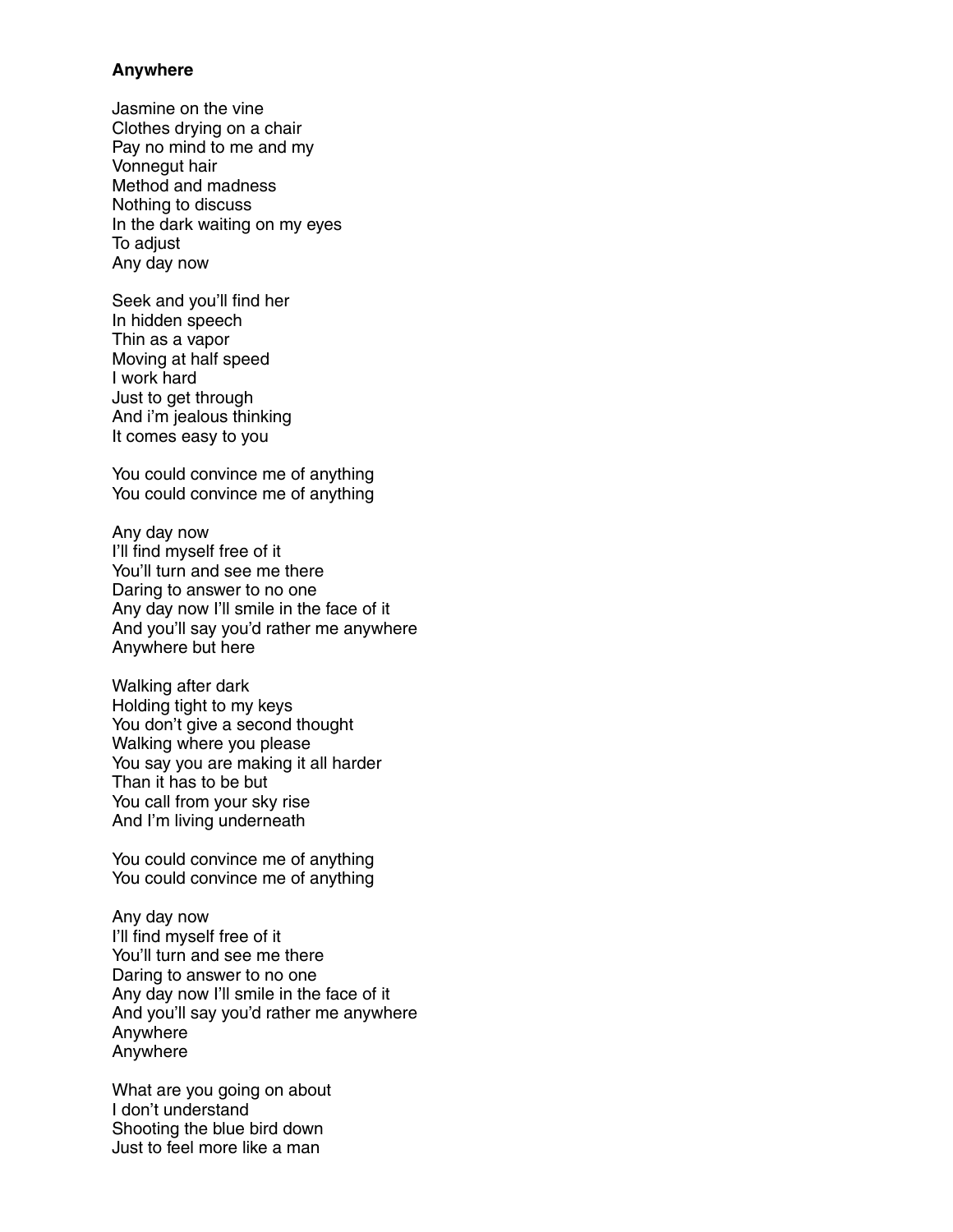**Anywhere**

Jasmine on the vine
Clothes drying on a chair
Pay no mind to me and my
Vonnegut hair
Method and madness
Nothing to discuss
In the dark waiting on my eyes
To adjust
Any day now

Seek and you'll find her
In hidden speech
Thin as a vapor
Moving at half speed
I work hard
Just to get through
And i'm jealous thinking
It comes easy to you

You could convince me of anything
You could convince me of anything

Any day now
I'll find myself free of it
You'll turn and see me there
Daring to answer to no one
Any day now I'll smile in the face of it
And you'll say you'd rather me anywhere
Anywhere but here

Walking after dark
Holding tight to my keys
You don't give a second thought
Walking where you please
You say you are making it all harder
Than it has to be but
You call from your sky rise
And I'm living underneath

You could convince me of anything
You could convince me of anything

Any day now
I'll find myself free of it
You'll turn and see me there
Daring to answer to no one
Any day now I'll smile in the face of it
And you'd say you'd rather me anywhere
Anywhere
Anywhere

What are you going on about
I don't understand
Shooting the blue bird down
Just to feel more like a man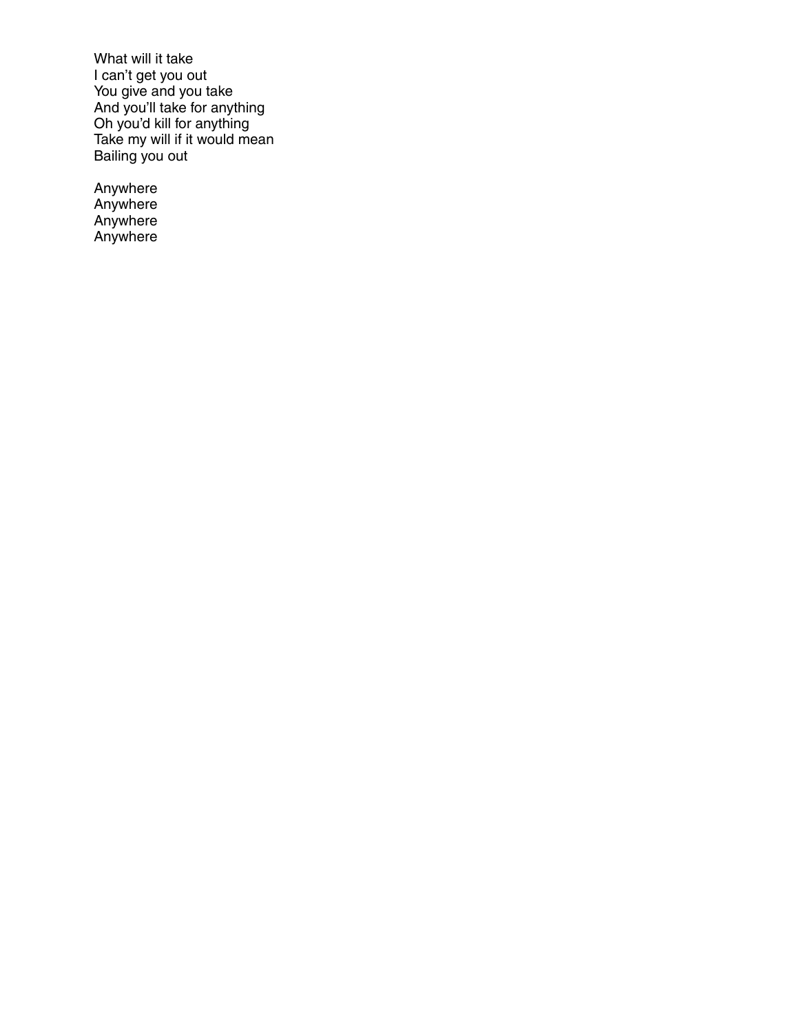What will it take
I can't get you out
You give and you take
And you'll take for anything
Oh you'd kill for anything
Take my will if it would mean
Bailing you out

Anywhere
Anywhere
Anywhere
Anywhere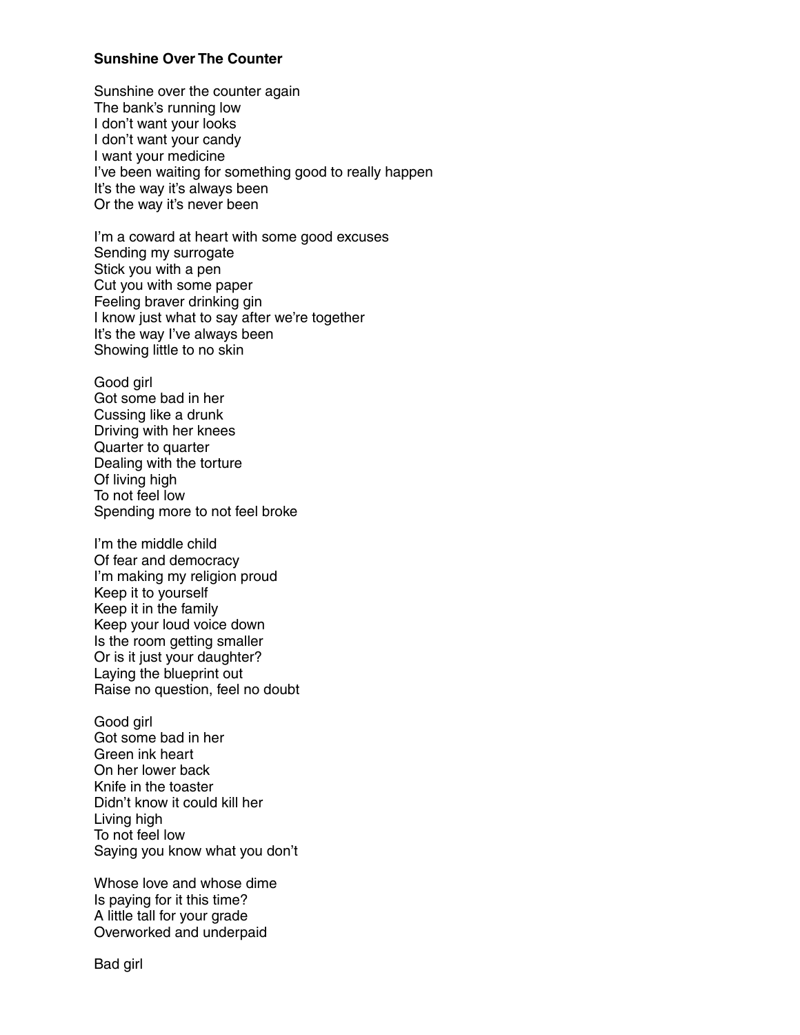**Sunshine Over The Counter**

Sunshine over the counter again
The bank's running low
I don't want your looks
I don't want your candy
I want your medicine
I've been waiting for something good to really happen
It's the way it's always been
Or the way it's never been

I'm a coward at heart with some good excuses
Sending my surrogate
Stick you with a pen
Cut you with some paper
Feeling braver drinking gin
I know just what to say after we're together
It's the way I've always been
Showing little to no skin

Good girl
Got some bad in her
Cussing like a drunk
Driving with her knees
Quarter to quarter
Dealing with the torture
Of living high
To not feel low
Spending more to not feel broke

I'm the middle child
Of fear and democracy
I'm making my religion proud
Keep it to yourself
Keep it in the family
Keep your loud voice down
Is the room getting smaller
Or is it just your daughter?
Laying the blueprint out
Raise no question, feel no doubt

Good girl
Got some bad in her
Green ink heart
On her lower back
Knife in the toaster
Didn't know it could kill her
Living high
To not feel low
Saying you know what you don't

Whose love and whose dime
Is paying for it this time?
A little tall for your grade
Overworked and underpaid

Bad girl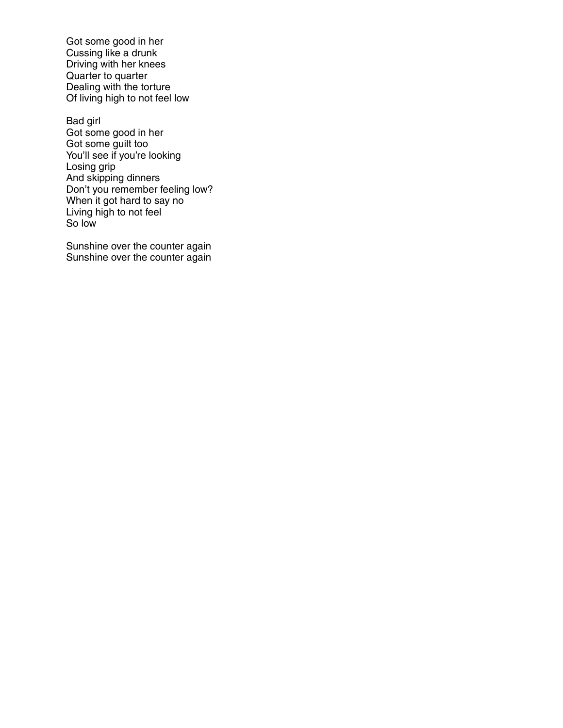Got some good in her  
Cussing like a drunk  
Driving with her knees  
Quarter to quarter  
Dealing with the torture  
Of living high to not feel low

Bad girl  
Got some good in her  
Got some guilt too  
You'll see if you're looking  
Losing grip  
And skipping dinners  
Don't you remember feeling low?  
When it got hard to say no  
Living high to not feel  
So low

Sunshine over the counter again  
Sunshine over the counter again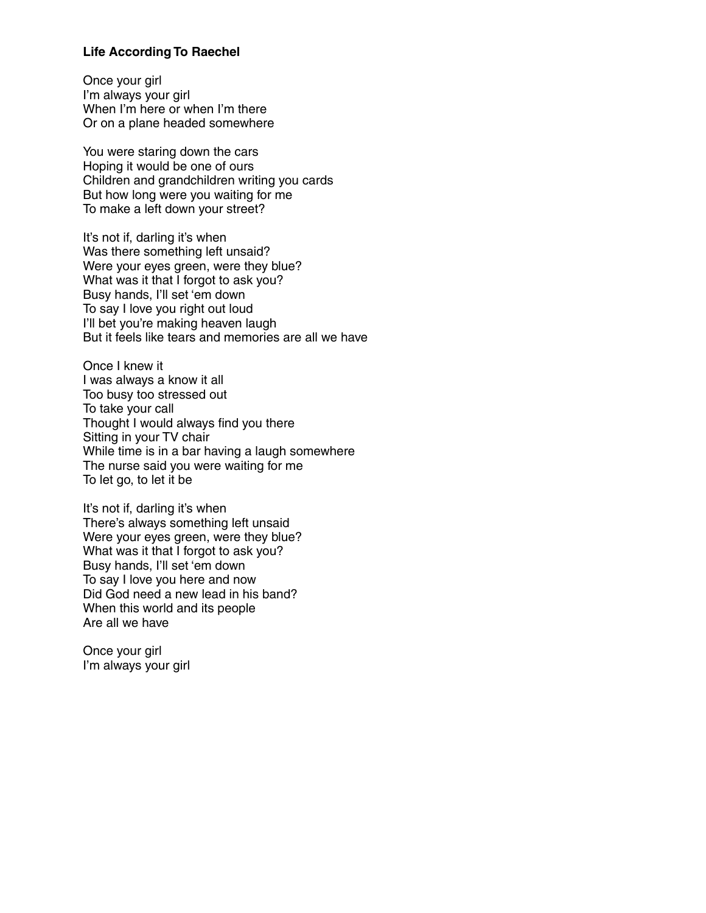**Life According To Raechel**

Once your girl  
I'm always your girl  
When I'm here or when I'm there  
Or on a plane headed somewhere

You were staring down the cars  
Hoping it would be one of ours  
Children and grandchildren writing you cards  
But how long were you waiting for me  
To make a left down your street?

It's not if, darling it's when  
Was there something left unsaid?  
Were your eyes green, were they blue?  
What was it that I forgot to ask you?  
Busy hands, I'll set 'em down  
To say I love you right out loud  
I'll bet you're making heaven laugh  
But it feels like tears and memories are all we have

Once I knew it  
I was always a know it all  
Too busy too stressed out  
To take your call  
Thought I would always find you there  
Sitting in your TV chair  
While time is in a bar having a laugh somewhere  
The nurse said you were waiting for me  
To let go, to let it be

It's not if, darling it's when  
There's always something left unsaid  
Were your eyes green, were they blue?  
What was it that I forgot to ask you?  
Busy hands, I'll set 'em down  
To say I love you here and now  
Did God need a new lead in his band?  
When this world and its people  
Are all we have

Once your girl  
I'm always your girl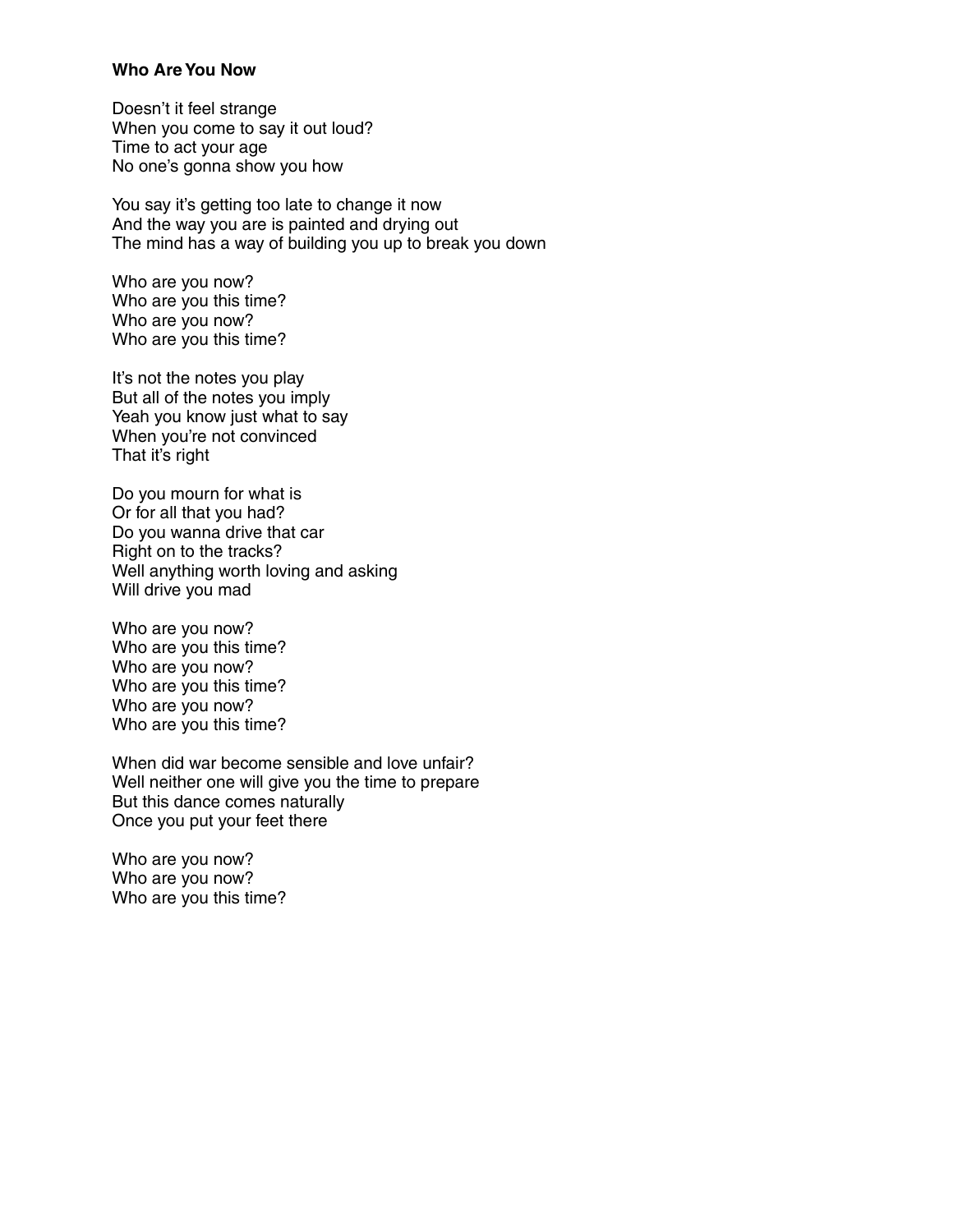**Who Are You Now**

Doesn't it feel strange
When you come to say it out loud?
Time to act your age
No one's gonna show you how

You say it's getting too late to change it now
And the way you are is painted and drying out
The mind has a way of building you up to break you down

Who are you now?
Who are you this time?
Who are you now?
Who are you this time?

It's not the notes you play
But all of the notes you imply
Yeah you know just what to say
When you're not convinced
That it's right

Do you mourn for what is
Or for all that you had?
Do you wanna drive that car
Right on to the tracks?
Well anything worth loving and asking
Will drive you mad

Who are you now?
Who are you this time?
Who are you now?
Who are you this time?
Who are you now?
Who are you this time?

When did war become sensible and love unfair?
Well neither one will give you the time to prepare
But this dance comes naturally
Once you put your feet there

Who are you now?
Who are you now?
Who are you this time?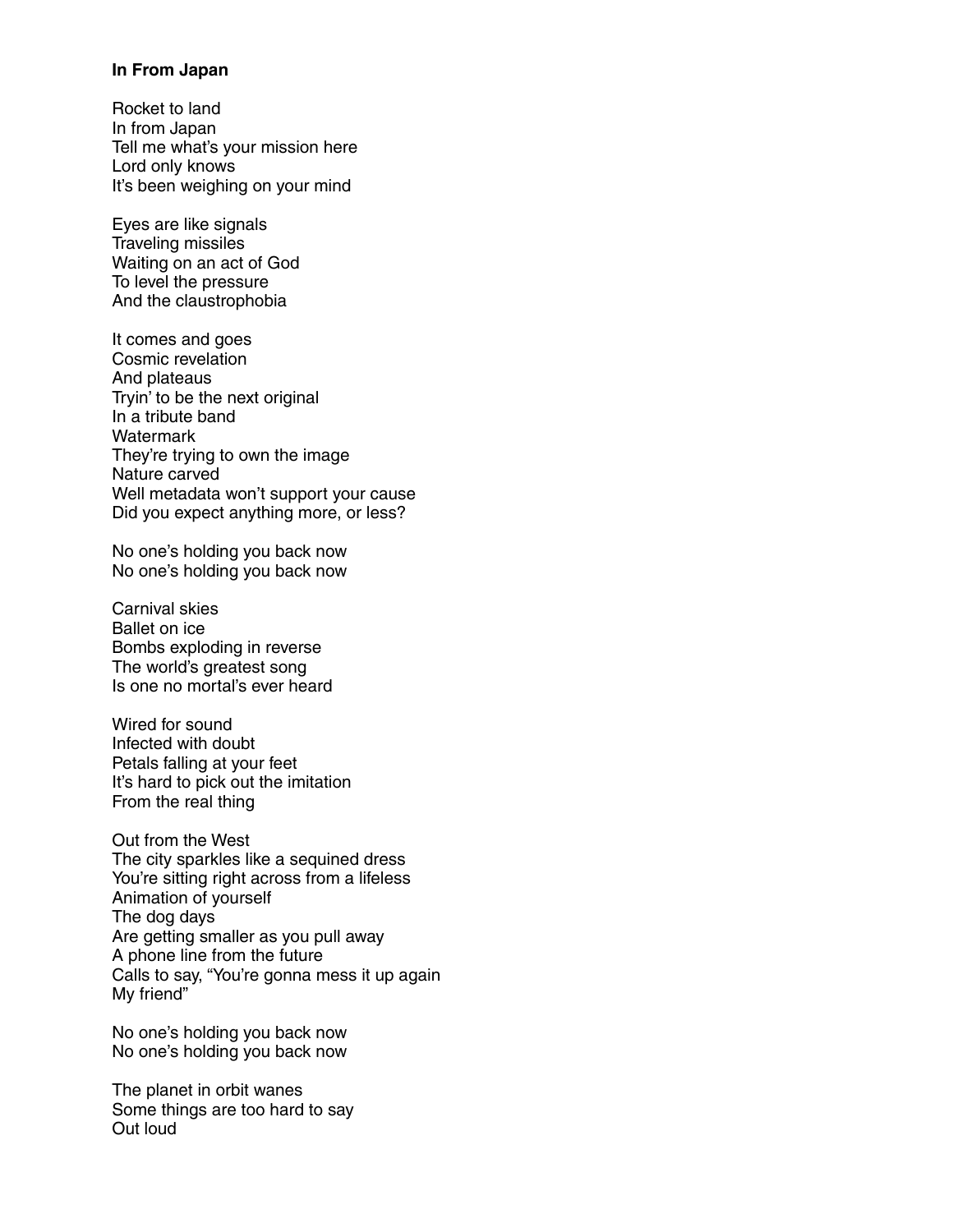**In From Japan**

Rocket to land
In from Japan
Tell me what's your mission here
Lord only knows
It's been weighing on your mind

Eyes are like signals
Traveling missiles
Waiting on an act of God
To level the pressure
And the claustrophobia

It comes and goes
Cosmic revelation
And plateaus
Tryin' to be the next original
In a tribute band
Watermark
They're trying to own the image
Nature carved
Well metadata won't support your cause
Did you expect anything more, or less?

No one's holding you back now
No one's holding you back now

Carnival skies
Ballet on ice
Bombs exploding in reverse
The world's greatest song
Is one no mortal's ever heard

Wired for sound
Infected with doubt
Petals falling at your feet
It's hard to pick out the imitation
From the real thing

Out from the West
The city sparkles like a sequined dress
You're sitting right across from a lifeless
Animation of yourself
The dog days
Are getting smaller as you pull away
A phone line from the future
Calls to say, "You're gonna mess it up again
My friend"

No one's holding you back now
No one's holding you back now

The planet in orbit wanes
Some things are too hard to say
Out loud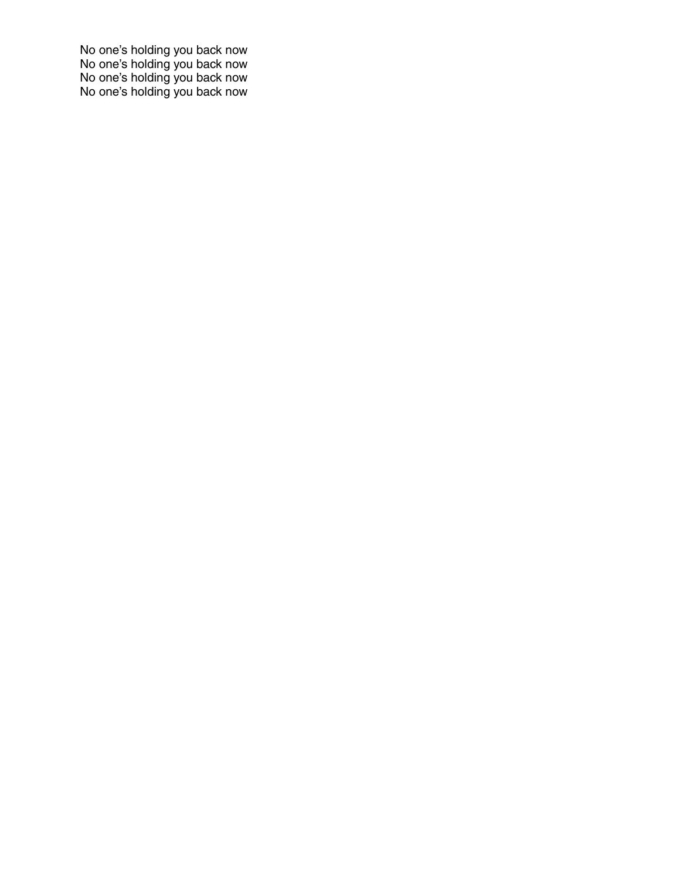No one’s holding you back now  
No one’s holding you back now  
No one’s holding you back now  
No one’s holding you back now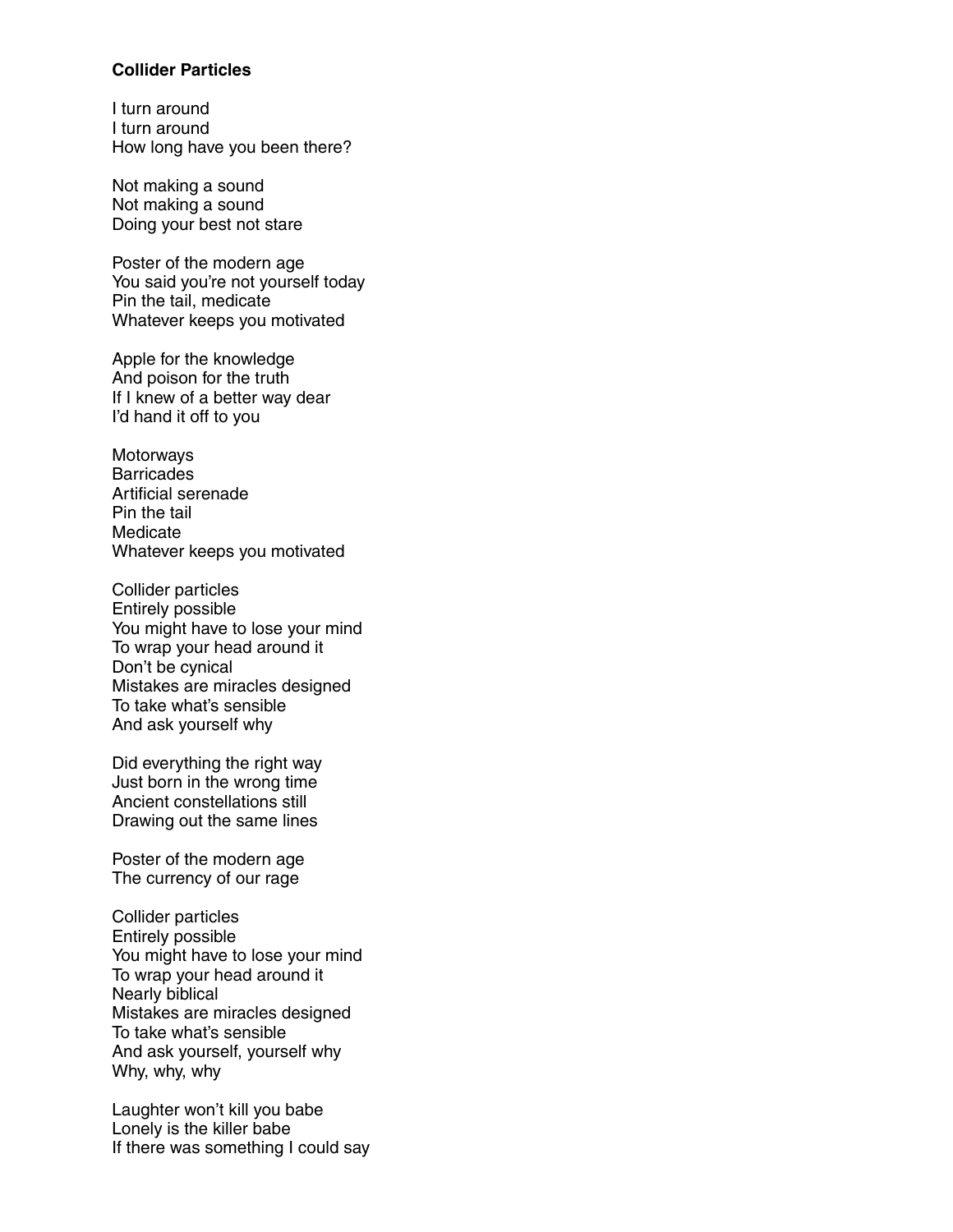**Collider Particles**

I turn around  
I turn around  
How long have you been there?

Not making a sound  
Not making a sound  
Doing your best not stare

Poster of the modern age  
You said you're not yourself today  
Pin the tail, medicate  
Whatever keeps you motivated

Apple for the knowledge  
And poison for the truth  
If I knew of a better way dear  
I'd hand it off to you

Motorways  
Barricades  
Artificial serenade  
Pin the tail  
Medicate  
Whatever keeps you motivated

Collider particles  
Entirely possible  
You might have to lose your mind  
To wrap your head around it  
Don't be cynical  
Mistakes are miracles designed  
To take what's sensible  
And ask yourself why

Did everything the right way  
Just born in the wrong time  
Ancient constellations still  
Drawing out the same lines

Poster of the modern age  
The currency of our rage

Collider particles  
Entirely possible  
You might have to lose your mind  
To wrap your head around it  
Nearly biblical  
Mistakes are miracles designed  
To take what's sensible  
And ask yourself, yourself why  
Why, why, why

Laughter won't kill you babe  
Lonely is the killer babe  
If there was something I could say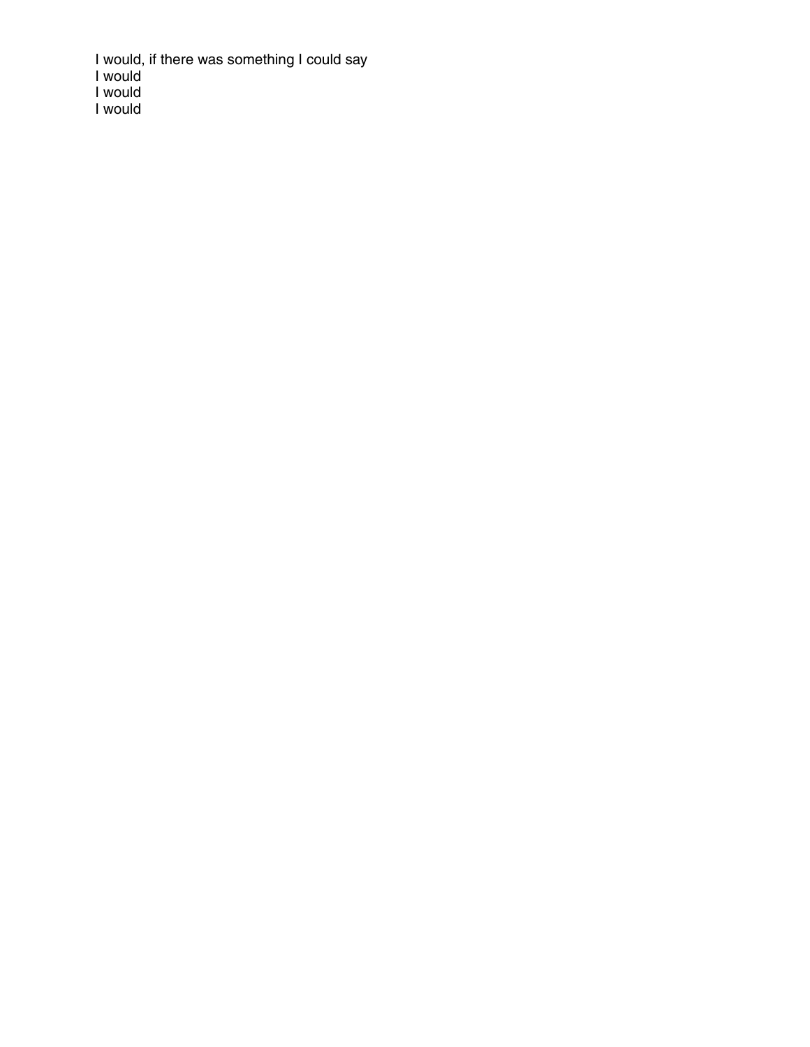I would, if there was something I could say
I would
I would
I would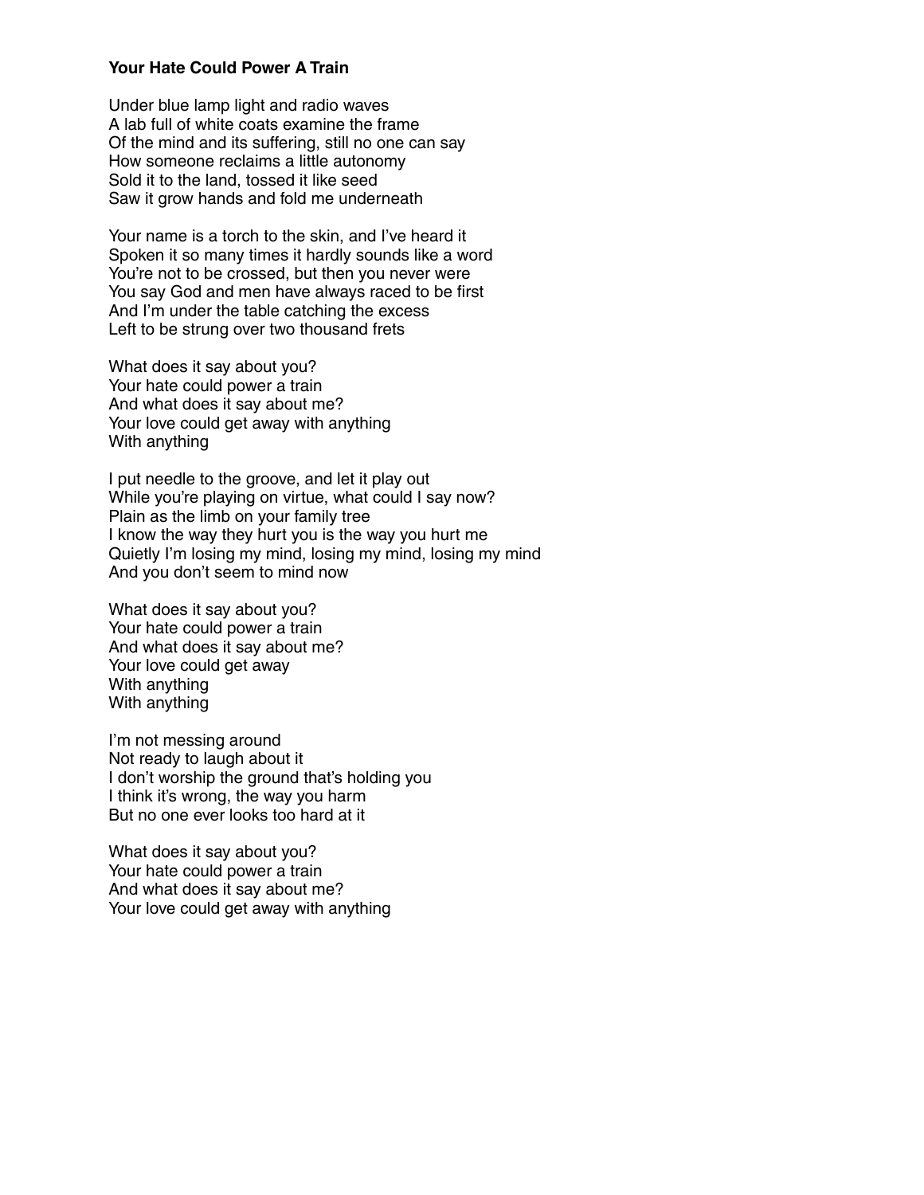**Your Hate Could Power A Train**

Under blue lamp light and radio waves  
A lab full of white coats examine the frame  
Of the mind and its suffering, still no one can say  
How someone reclaims a little autonomy  
Sold it to the land, tossed it like seed  
Saw it grow hands and fold me underneath

Your name is a torch to the skin, and I've heard it  
Spoken it so many times it hardly sounds like a word  
You're not to be crossed, but then you never were  
You say God and men have always raced to be first  
And I'm under the table catching the excess  
Left to be strung over two thousand frets

What does it say about you?  
Your hate could power a train  
And what does it say about me?  
Your love could get away with anything  
With anything

I put needle to the groove, and let it play out  
While you're playing on virtue, what could I say now?  
Plain as the limb on your family tree  
I know the way they hurt you is the way you hurt me  
Quietly I'm losing my mind, losing my mind, losing my mind  
And you don't seem to mind now

What does it say about you?  
Your hate could power a train  
And what does it say about me?  
Your love could get away  
With anything  
With anything

I'm not messing around  
Not ready to laugh about it  
I don't worship the ground that's holding you  
I think it's wrong, the way you harm  
But no one ever looks too hard at it

What does it say about you?  
Your hate could power a train  
And what does it say about me?  
Your love could get away with anything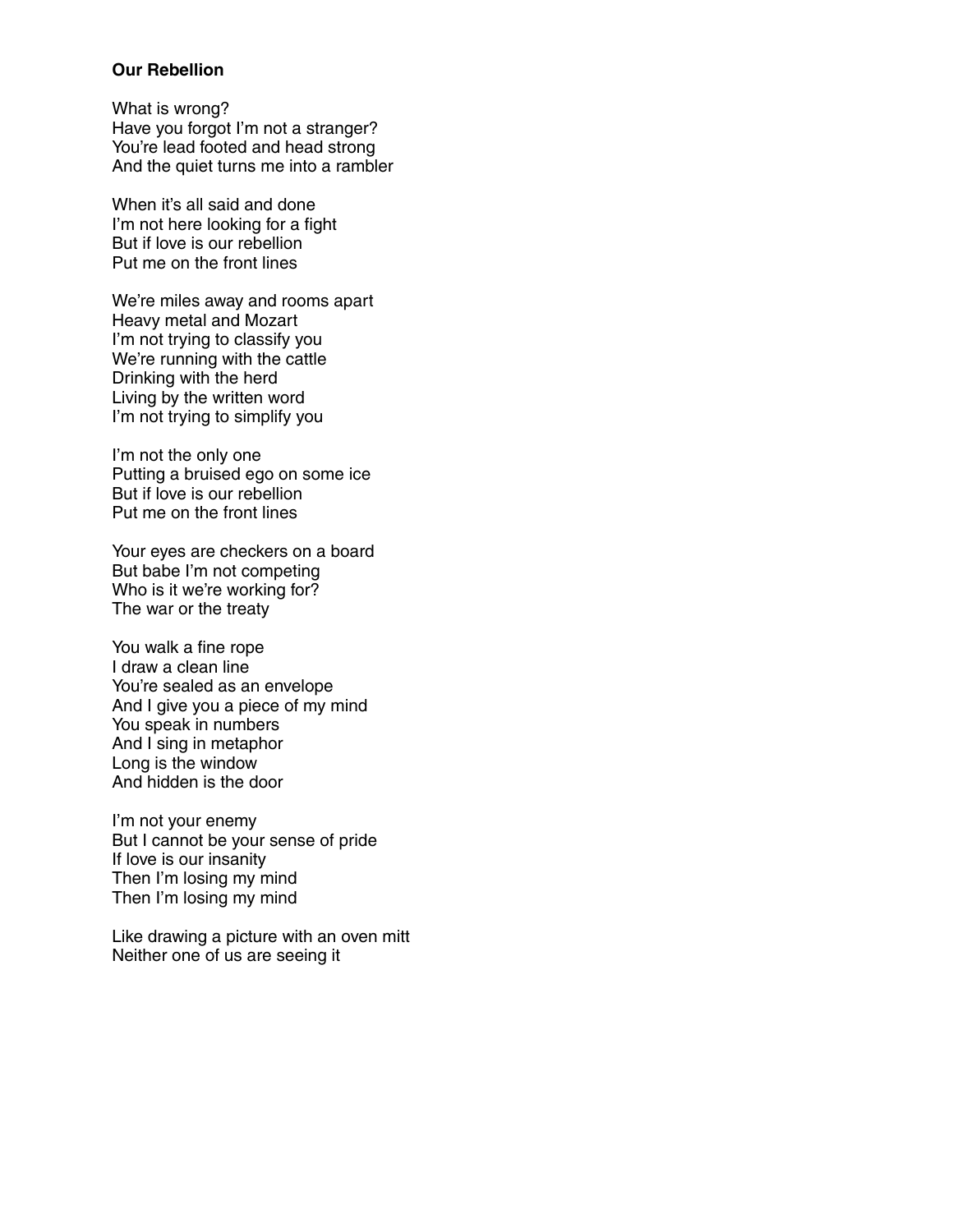**Our Rebellion**

What is wrong?  
Have you forgot I'm not a stranger?  
You're lead footed and head strong  
And the quiet turns me into a rambler

When it's all said and done  
I'm not here looking for a fight  
But if love is our rebellion  
Put me on the front lines

We're miles away and rooms apart  
Heavy metal and Mozart  
I'm not trying to classify you  
We're running with the cattle  
Drinking with the herd  
Living by the written word  
I'm not trying to simplify you

I'm not the only one  
Putting a bruised ego on some ice  
But if love is our rebellion  
Put me on the front lines

Your eyes are checkers on a board  
But babe I'm not competing  
Who is it we're working for?  
The war or the treaty

You walk a fine rope  
I draw a clean line  
You're sealed as an envelope  
And I give you a piece of my mind  
You speak in numbers  
And I sing in metaphor  
Long is the window  
And hidden is the door

I'm not your enemy  
But I cannot be your sense of pride  
If love is our insanity  
Then I'm losing my mind  
Then I'm losing my mind

Like drawing a picture with an oven mitt  
Neither one of us are seeing it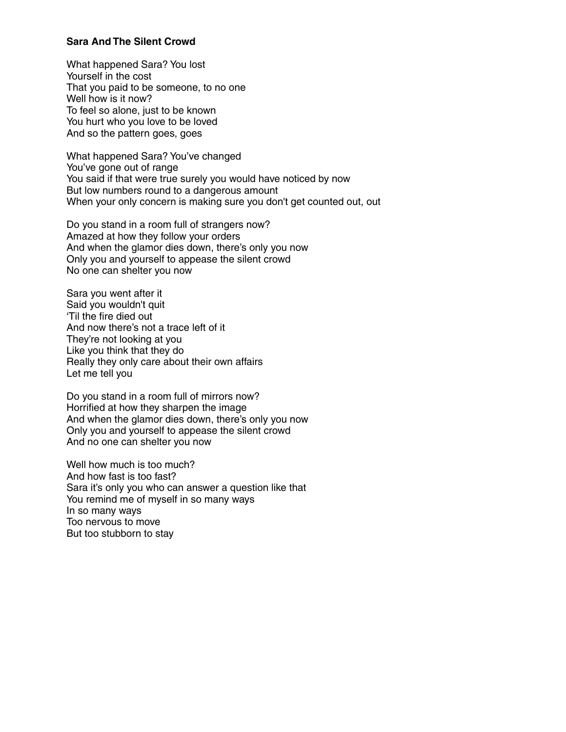**Sara And The Silent Crowd**

What happened Sara? You lost
Yourself in the cost
That you paid to be someone, to no one
Well how is it now?
To feel so alone, just to be known
You hurt who you love to be loved
And so the pattern goes, goes

What happened Sara? You've changed
You've gone out of range
You said if that were true surely you would have noticed by now
But low numbers round to a dangerous amount
When your only concern is making sure you don't get counted out, out

Do you stand in a room full of strangers now?
Amazed at how they follow your orders
And when the glamor dies down, there's only you now
Only you and yourself to appease the silent crowd
No one can shelter you now

Sara you went after it
Said you wouldn't quit
'Til the fire died out
And now there's not a trace left of it
They're not looking at you
Like you think that they do
Really they only care about their own affairs
Let me tell you

Do you stand in a room full of mirrors now?
Horrified at how they sharpen the image
And when the glamor dies down, there's only you now
Only you and yourself to appease the silent crowd
And no one can shelter you now

Well how much is too much?
And how fast is too fast?
Sara it's only you who can answer a question like that
You remind me of myself in so many ways
In so many ways
Too nervous to move
But too stubborn to stay